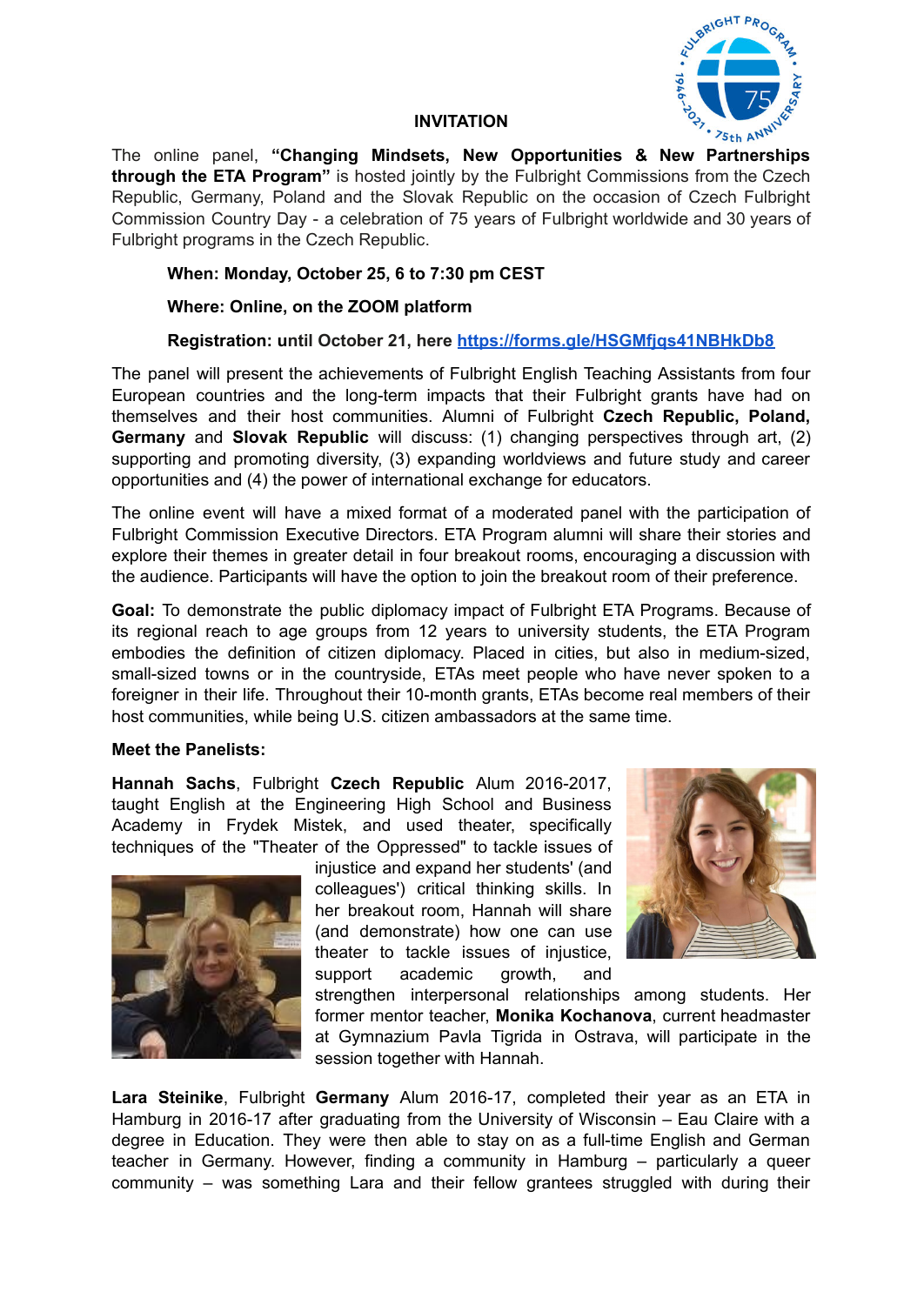# INVITATION

The online panel, **"Changing Mindsets, New Opportunities & New Partnerships through the ETA Program"** is hosted jointly by the Fulbright Commissions from the Czech Republic, Germany, Poland and the Slovak Republic on the occasion of Czech Fulbright Commission Country Day - a celebration of 75 years of Fulbright worldwide and 30 years of Fulbright programs in the Czech Republic.

**When: Monday, October 25, 6 to 7:30 pm CEST**

**Where: Online, on the ZOOM platform**

**Registration: until October 21, here [https://forms.gle/HSGMfjqs41NBHkDb8](https://forms.gle/HSGMfjqs41NBHkDb8)**

The panel will present the achievements of Fulbright English Teaching Assistants from four European countries and the long-term impacts that their Fulbright grants have had on themselves and their host communities. Alumni of Fulbright **Czech Republic, Poland, Germany** and **Slovak Republic** will discuss: (1) changing perspectives through art, (2) supporting and promoting diversity, (3) expanding worldviews and future study and career opportunities and (4) the power of international exchange for educators.

The online event will have a mixed format of a moderated panel with the participation of Fulbright Commission Executive Directors. ETA Program alumni will share their stories and explore their themes in greater detail in four breakout rooms, encouraging a discussion with the audience. Participants will have the option to join the breakout room of their preference.

**Goal:** To demonstrate the public diplomacy impact of Fulbright ETA Programs. Because of its regional reach to age groups from 12 years to university students, the ETA Program embodies the definition of citizen diplomacy. Placed in cities, but also in medium-sized, small-sized towns or in the countryside, ETAs meet people who have never spoken to a foreigner in their life. Throughout their 10-month grants, ETAs become real members of their host communities, while being U.S. citizen ambassadors at the same time.

**Meet the Panelists:**

**Hannah Sachs**, Fulbright **Czech Republic** Alum 2016-2017, taught English at the Engineering High School and Business Academy in Frydek Mistek, and used theater, specifically techniques of the "Theater of the Oppressed" to tackle issues of injustice and expand her students' (and colleagues') critical thinking skills. In her breakout room, Hannah will share (and demonstrate) how one can use theater to tackle issues of injustice, support academic growth, and strengthen interpersonal relationships among students. Her former mentor teacher, **Monika Kochanova**, current headmaster at Gymnazium Pavla Tigrida in Ostrava, will participate in the session together with Hannah.

**Lara Steinike**, Fulbright **Germany** Alum 2016-17, completed their year as an ETA in Hamburg in 2016-17 after graduating from the University of Wisconsin – Eau Claire with a degree in Education. They were then able to stay on as a full-time English and German teacher in Germany. However, finding a community in Hamburg – particularly a queer community – was something Lara and their fellow grantees struggled with during their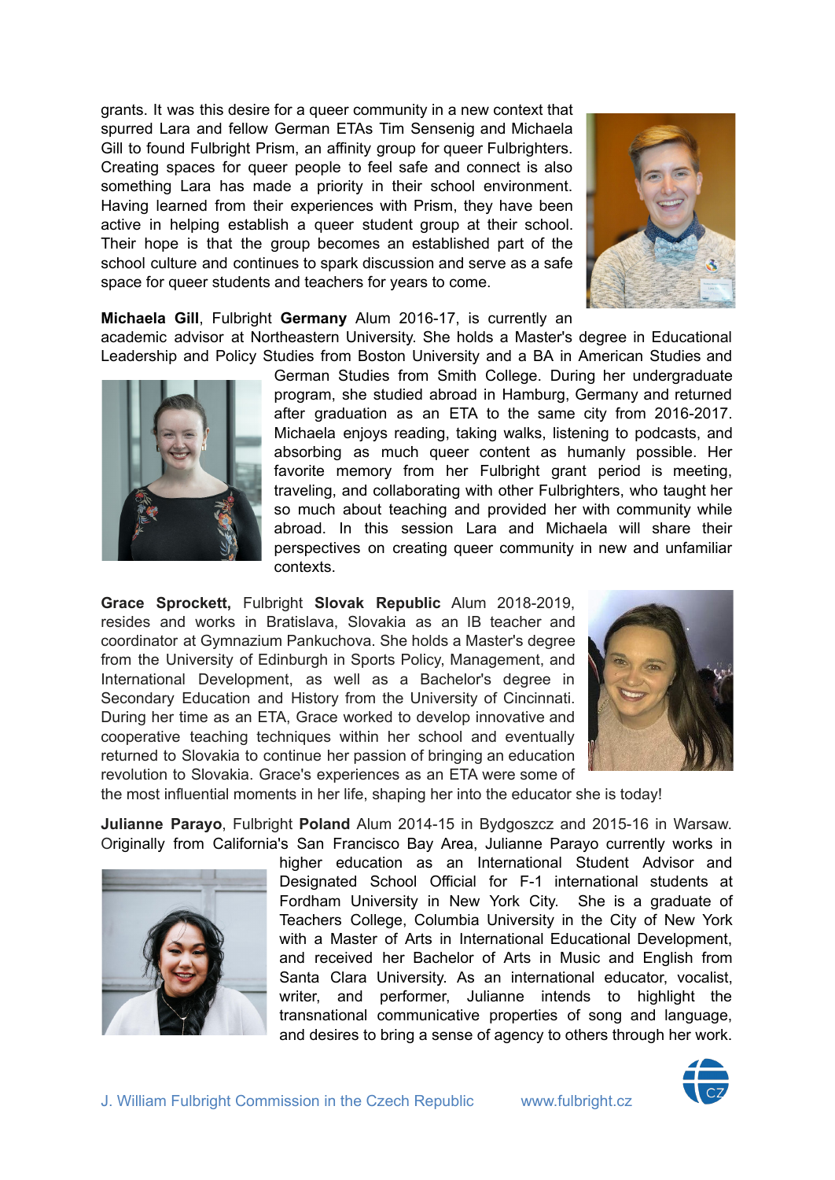grants. It was this desire for a queer community in a new context that spurred Lara and fellow German ETAs Tim Sensenig and Michaela Gill to found Fulbright Prism, an affinity group for queer Fulbrighters. Creating spaces for queer people to feel safe and connect is also something Lara has made a priority in their school environment. Having learned from their experiences with Prism, they have been active in helping establish a queer student group at their school. Their hope is that the group becomes an established part of the school culture and continues to spark discussion and serve as a safe space for queer students and teachers for years to come.

**Michaela Gill**, Fulbright **Germany** Alum 2016-17, is currently an academic advisor at Northeastern University. She holds a Master's degree in Educational Leadership and Policy Studies from Boston University and a BA in American Studies and German Studies from Smith College. During her undergraduate program, she studied abroad in Hamburg, Germany and returned after graduation as an ETA to the same city from 2016-2017. Michaela enjoys reading, taking walks, listening to podcasts, and absorbing as much queer content as humanly possible. Her favorite memory from her Fulbright grant period is meeting, traveling, and collaborating with other Fulbrighters, who taught her so much about teaching and provided her with community while abroad. In this session Lara and Michaela will share their perspectives on creating queer community in new and unfamiliar contexts.

**Grace Sprockett,** Fulbright **Slovak Republic** Alum 2018-2019, resides and works in Bratislava, Slovakia as an IB teacher and coordinator at Gymnazium Pankuchova. She holds a Master's degree from the University of Edinburgh in Sports Policy, Management, and International Development, as well as a Bachelor's degree in Secondary Education and History from the University of Cincinnati. During her time as an ETA, Grace worked to develop innovative and cooperative teaching techniques within her school and eventually returned to Slovakia to continue her passion of bringing an education revolution to Slovakia. Grace's experiences as an ETA were some of the most influential moments in her life, shaping her into the educator she is today!

**Julianne Parayo**, Fulbright **Poland** Alum 2014-15 in Bydgoszcz and 2015-16 in Warsaw. Originally from California's San Francisco Bay Area, Julianne Parayo currently works in higher education as an International Student Advisor and Designated School Official for F-1 international students at Fordham University in New York City. She is a graduate of Teachers College, Columbia University in the City of New York with a Master of Arts in International Educational Development, and received her Bachelor of Arts in Music and English from Santa Clara University. As an international educator, vocalist, writer, and performer, Julianne intends to highlight the transnational communicative properties of song and language, and desires to bring a sense of agency to others through her work.